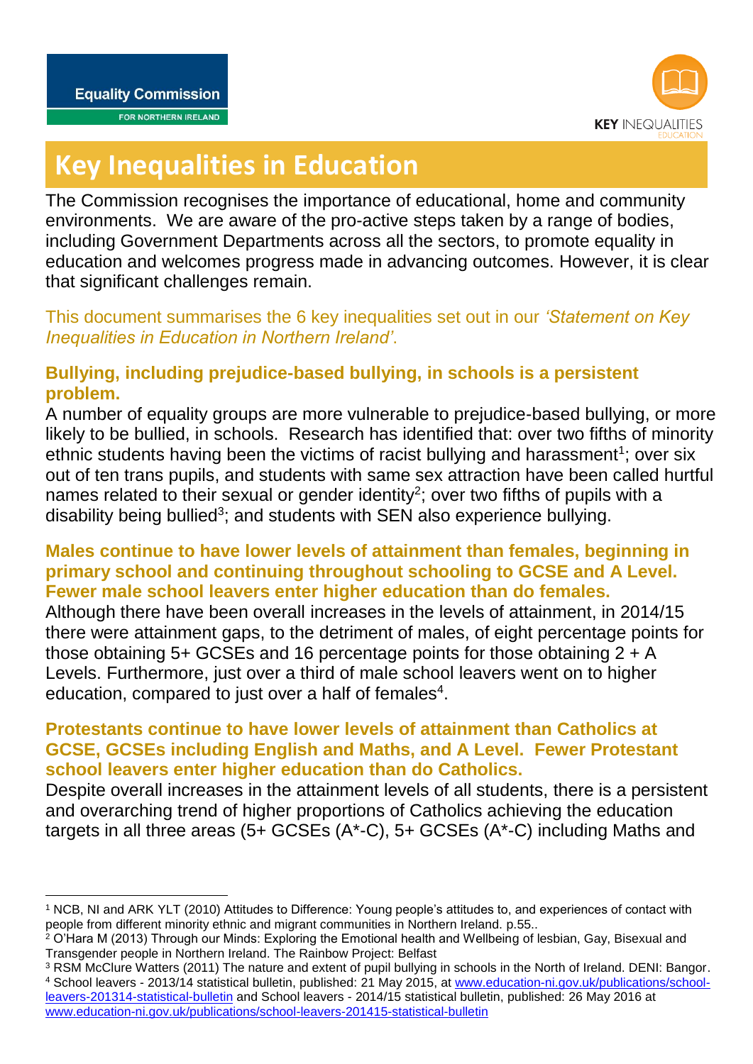Equality Commission

FOR NORTHERN IRELAND

KEY INEQUALITIES

EDUCATION

# Key Inequalities in Education

The Commission recognises the importance of educational, home and community environments. We are aware of the pro-active steps taken by a range of bodies, including Government Departments across all the sectors, to promote equality in education and welcomes progress made in advancing outcomes. However, it is clear that significant challenges remain.

This document summarises the 6 key inequalities set out in our *'Statement on Key Inequalities in Education in Northern Ireland'.*

## Bullying, including prejudice-based bullying, in schools is a persistent problem.

A number of equality groups are more vulnerable to prejudice-based bullying, or more likely to be bullied, in schools. Research has identified that: over two fifths of minority ethnic students having been the victims of racist bullying and harassment[1]; over six out of ten trans pupils, and students with same sex attraction have been called hurtful names related to their sexual or gender identity[2]; over two fifths of pupils with a disability being bullied[3]; and students with SEN also experience bullying.

## Males continue to have lower levels of attainment than females, beginning in primary school and continuing throughout schooling to GCSE and A Level. Fewer male school leavers enter higher education than do females.

Although there have been overall increases in the levels of attainment, in 2014/15 there were attainment gaps, to the detriment of males, of eight percentage points for those obtaining 5+ GCSEs and 16 percentage points for those obtaining 2 + A Levels. Furthermore, just over a third of male school leavers went on to higher education, compared to just over a half of females[4].

## Protestants continue to have lower levels of attainment than Catholics at GCSE, GCSEs including English and Maths, and A Level. Fewer Protestant school leavers enter higher education than do Catholics.

Despite overall increases in the attainment levels of all students, there is a persistent and overarching trend of higher proportions of Catholics achieving the education targets in all three areas (5+ GCSEs (A*-C), 5+ GCSEs (A*-C) including Maths and

---

[1] NCB, NI and ARK YLT (2010) Attitudes to Difference: Young people's attitudes to, and experiences of contact with people from different minority ethnic and migrant communities in Northern Ireland. p.55..

[2] O'Hara M (2013) Through our Minds: Exploring the Emotional health and Wellbeing of lesbian, Gay, Bisexual and Transgender people in Northern Ireland. The Rainbow Project: Belfast

[3] RSM McClure Watters (2011) The nature and extent of pupil bullying in schools in the North of Ireland. DENI: Bangor.

[4] School leavers - 2013/14 statistical bulletin, published: 21 May 2015, at www.education-ni.gov.uk/publications/school-leavers-201314-statistical-bulletin and School leavers - 2014/15 statistical bulletin, published: 26 May 2016 at www.education-ni.gov.uk/publications/school-leavers-201415-statistical-bulletin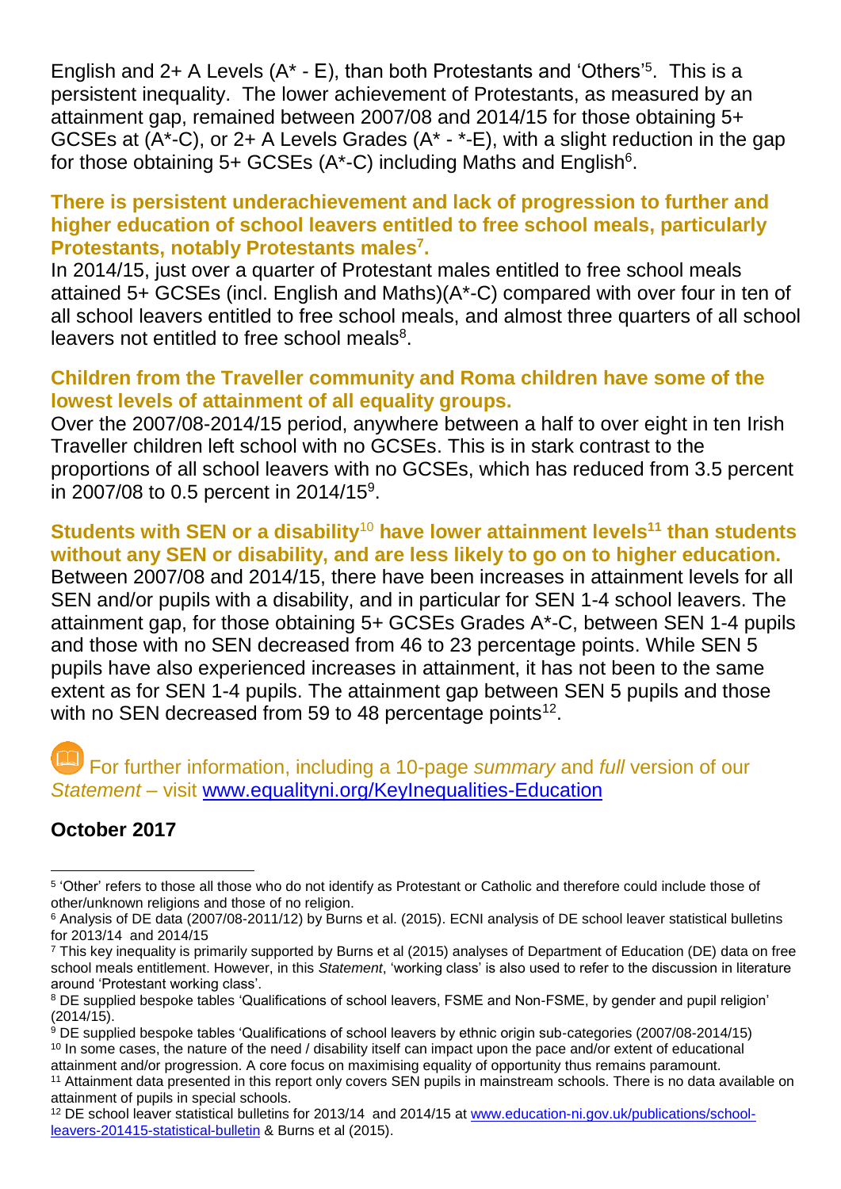English and 2+ A Levels (A* - E), than both Protestants and 'Others'[5]. This is a persistent inequality. The lower achievement of Protestants, as measured by an attainment gap, remained between 2007/08 and 2014/15 for those obtaining 5+ GCSEs at (A*-C), or 2+ A Levels Grades (A* - *-E), with a slight reduction in the gap for those obtaining 5+ GCSEs (A*-C) including Maths and English[6].

**There is persistent underachievement and lack of progression to further and higher education of school leavers entitled to free school meals, particularly Protestants, notably Protestants males[7].**

In 2014/15, just over a quarter of Protestant males entitled to free school meals attained 5+ GCSEs (incl. English and Maths)(A*-C) compared with over four in ten of all school leavers entitled to free school meals, and almost three quarters of all school leavers not entitled to free school meals[8].

**Children from the Traveller community and Roma children have some of the lowest levels of attainment of all equality groups.**

Over the 2007/08-2014/15 period, anywhere between a half to over eight in ten Irish Traveller children left school with no GCSEs. This is in stark contrast to the proportions of all school leavers with no GCSEs, which has reduced from 3.5 percent in 2007/08 to 0.5 percent in 2014/15[9].

**Students with SEN or a disability[10] have lower attainment levels[11] than students without any SEN or disability, and are less likely to go on to higher education.**

Between 2007/08 and 2014/15, there have been increases in attainment levels for all SEN and/or pupils with a disability, and in particular for SEN 1-4 school leavers. The attainment gap, for those obtaining 5+ GCSEs Grades A*-C, between SEN 1-4 pupils and those with no SEN decreased from 46 to 23 percentage points. While SEN 5 pupils have also experienced increases in attainment, it has not been to the same extent as for SEN 1-4 pupils. The attainment gap between SEN 5 pupils and those with no SEN decreased from 59 to 48 percentage points[12].

For further information, including a 10-page *summary* and *full* version of our *Statement* – visit [www.equalityni.org/KeyInequalities-Education](http://www.equalityni.org/KeyInequalities-Education)

**October 2017**

---

[5] 'Other' refers to those all those who do not identify as Protestant or Catholic and therefore could include those of other/unknown religions and those of no religion.

[6] Analysis of DE data (2007/08-2011/12) by Burns et al. (2015). ECNI analysis of DE school leaver statistical bulletins for 2013/14 and 2014/15

[7] This key inequality is primarily supported by Burns et al (2015) analyses of Department of Education (DE) data on free school meals entitlement. However, in this *Statement*, 'working class' is also used to refer to the discussion in literature around 'Protestant working class'.

[8] DE supplied bespoke tables 'Qualifications of school leavers, FSME and Non-FSME, by gender and pupil religion' (2014/15).

[9] DE supplied bespoke tables 'Qualifications of school leavers by ethnic origin sub-categories (2007/08-2014/15)

[10] In some cases, the nature of the need / disability itself can impact upon the pace and/or extent of educational attainment and/or progression. A core focus on maximising equality of opportunity thus remains paramount.

[11] Attainment data presented in this report only covers SEN pupils in mainstream schools. There is no data available on attainment of pupils in special schools.

[12] DE school leaver statistical bulletins for 2013/14 and 2014/15 at [www.education-ni.gov.uk/publications/school-leavers-201415-statistical-bulletin](http://www.education-ni.gov.uk/publications/school-leavers-201415-statistical-bulletin) & Burns et al (2015).